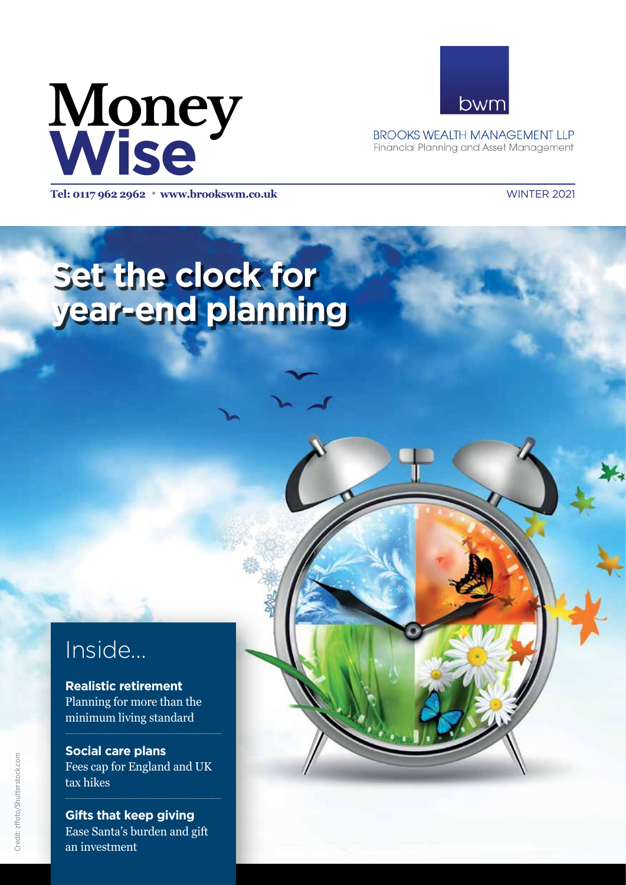# Money Wise

**Tel: 0117 962 2962 • www.brookswm.co.uk**

bwm

BROOKS WEALTH MANAGEMENT LLP
Financial Planning and Asset Management

WINTER 2021

# Set the clock for year-end planning

## Inside...

**Realistic retirement**
Planning for more than the minimum living standard

**Social care plans**
Fees cap for England and UK tax hikes

**Gifts that keep giving**
Ease Santa's burden and gift an investment

Credit: zffoto/Shutterstock.com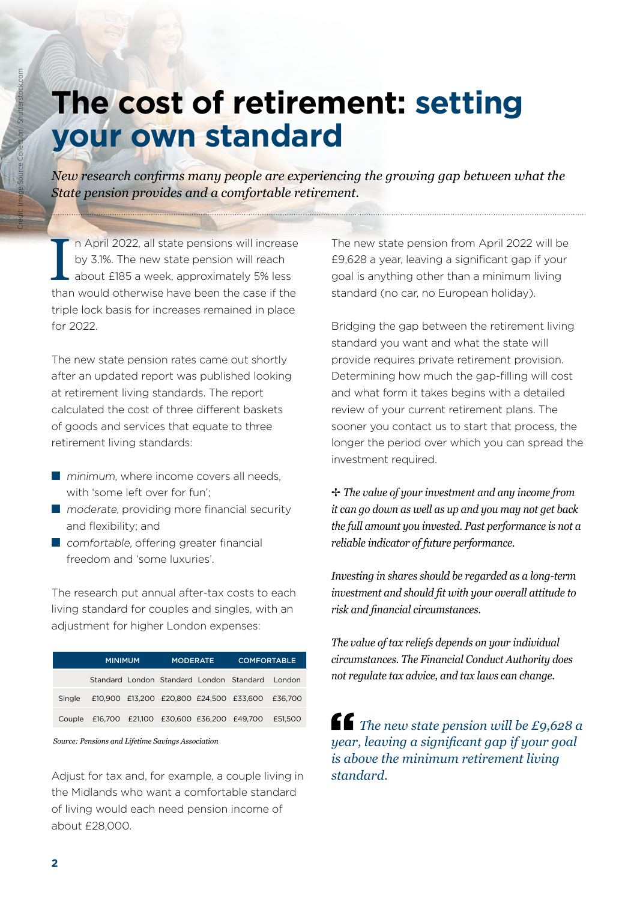# The cost of retirement: setting your own standard

*New research confirms many people are experiencing the growing gap between what the State pension provides and a comfortable retirement.*

In April 2022, all state pensions will increase by 3.1%. The new state pension will reach about £185 a week, approximately 5% less than would otherwise have been the case if the triple lock basis for increases remained in place for 2022.

The new state pension rates came out shortly after an updated report was published looking at retirement living standards. The report calculated the cost of three different baskets of goods and services that equate to three retirement living standards:

- *minimum*, where income covers all needs, with 'some left over for fun';
- *moderate*, providing more financial security and flexibility; and
- *comfortable*, offering greater financial freedom and 'some luxuries'.

The research put annual after-tax costs to each living standard for couples and singles, with an adjustment for higher London expenses:

| | MINIMUM | | MODERATE | | COMFORTABLE | |
|---|---|---|---|---|---|---|
| | Standard | London | Standard | London | Standard | London |
| Single | £10,900 | £13,200 | £20,800 | £24,500 | £33,600 | £36,700 |
| Couple | £16,700 | £21,100 | £30,600 | £36,200 | £49,700 | £51,500 |

*Source: Pensions and Lifetime Savings Association*

Adjust for tax and, for example, a couple living in the Midlands who want a comfortable standard of living would each need pension income of about £28,000.

The new state pension from April 2022 will be £9,628 a year, leaving a significant gap if your goal is anything other than a minimum living standard (no car, no European holiday).

Bridging the gap between the retirement living standard you want and what the state will provide requires private retirement provision. Determining how much the gap-filling will cost and what form it takes begins with a detailed review of your current retirement plans. The sooner you contact us to start that process, the longer the period over which you can spread the investment required.

*The value of your investment and any income from it can go down as well as up and you may not get back the full amount you invested. Past performance is not a reliable indicator of future performance.*

*Investing in shares should be regarded as a long-term investment and should fit with your overall attitude to risk and financial circumstances.*

*The value of tax reliefs depends on your individual circumstances. The Financial Conduct Authority does not regulate tax advice, and tax laws can change.*

> *The new state pension will be £9,628 a year, leaving a significant gap if your goal is above the minimum retirement living standard.*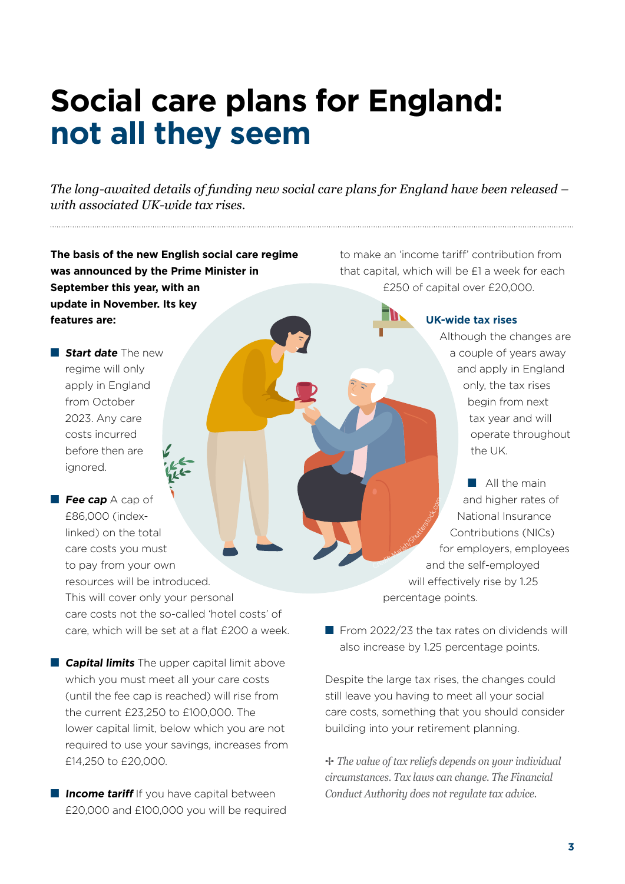# Social care plans for England: not all they seem

*The long-awaited details of funding new social care plans for England have been released – with associated UK-wide tax rises.*

**The basis of the new English social care regime was announced by the Prime Minister in September this year, with an update in November. Its key features are:**

- ***Start date*** The new regime will only apply in England from October 2023. Any care costs incurred before then are ignored.
- ***Fee cap*** A cap of £86,000 (index-linked) on the total care costs you must to pay from your own resources will be introduced. This will cover only your personal care costs not the so-called 'hotel costs' of care, which will be set at a flat £200 a week.
- ***Capital limits*** The upper capital limit above which you must meet all your care costs (until the fee cap is reached) will rise from the current £23,250 to £100,000. The lower capital limit, below which you are not required to use your savings, increases from £14,250 to £20,000.
- ***Income tariff*** If you have capital between £20,000 and £100,000 you will be required to make an 'income tariff' contribution from that capital, which will be £1 a week for each £250 of capital over £20,000.

## UK-wide tax rises

Although the changes are a couple of years away and apply in England only, the tax rises begin from next tax year and will operate throughout the UK.

- All the main and higher rates of National Insurance Contributions (NICs) for employers, employees and the self-employed will effectively rise by 1.25 percentage points.
- From 2022/23 the tax rates on dividends will also increase by 1.25 percentage points.

Despite the large tax rises, the changes could still leave you having to meet all your social care costs, something that you should consider building into your retirement planning.

✢ *The value of tax reliefs depends on your individual circumstances. Tax laws can change. The Financial Conduct Authority does not regulate tax advice.*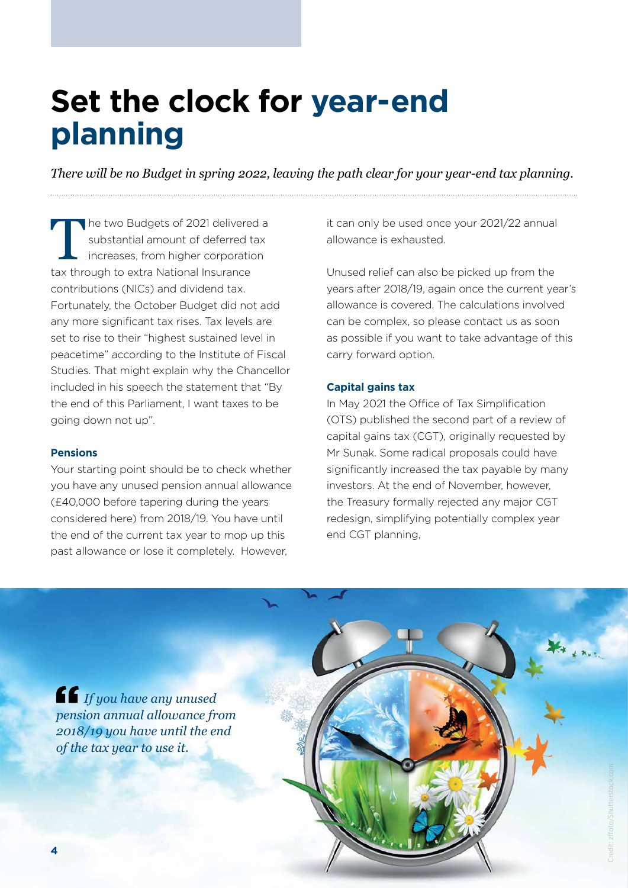# Set the clock for year-end planning

*There will be no Budget in spring 2022, leaving the path clear for your year-end tax planning.*

The two Budgets of 2021 delivered a substantial amount of deferred tax increases, from higher corporation tax through to extra National Insurance contributions (NICs) and dividend tax. Fortunately, the October Budget did not add any more significant tax rises. Tax levels are set to rise to their "highest sustained level in peacetime" according to the Institute of Fiscal Studies. That might explain why the Chancellor included in his speech the statement that "By the end of this Parliament, I want taxes to be going down not up".

### Pensions

Your starting point should be to check whether you have any unused pension annual allowance (£40,000 before tapering during the years considered here) from 2018/19. You have until the end of the current tax year to mop up this past allowance or lose it completely. However, it can only be used once your 2021/22 annual allowance is exhausted.

Unused relief can also be picked up from the years after 2018/19, again once the current year's allowance is covered. The calculations involved can be complex, so please contact us as soon as possible if you want to take advantage of this carry forward option.

### Capital gains tax

In May 2021 the Office of Tax Simplification (OTS) published the second part of a review of capital gains tax (CGT), originally requested by Mr Sunak. Some radical proposals could have significantly increased the tax payable by many investors. At the end of November, however, the Treasury formally rejected any major CGT redesign, simplifying potentially complex year end CGT planning,

> *If you have any unused pension annual allowance from 2018/19 you have until the end of the tax year to use it.*

Credit: zffoto/Shutterstock.com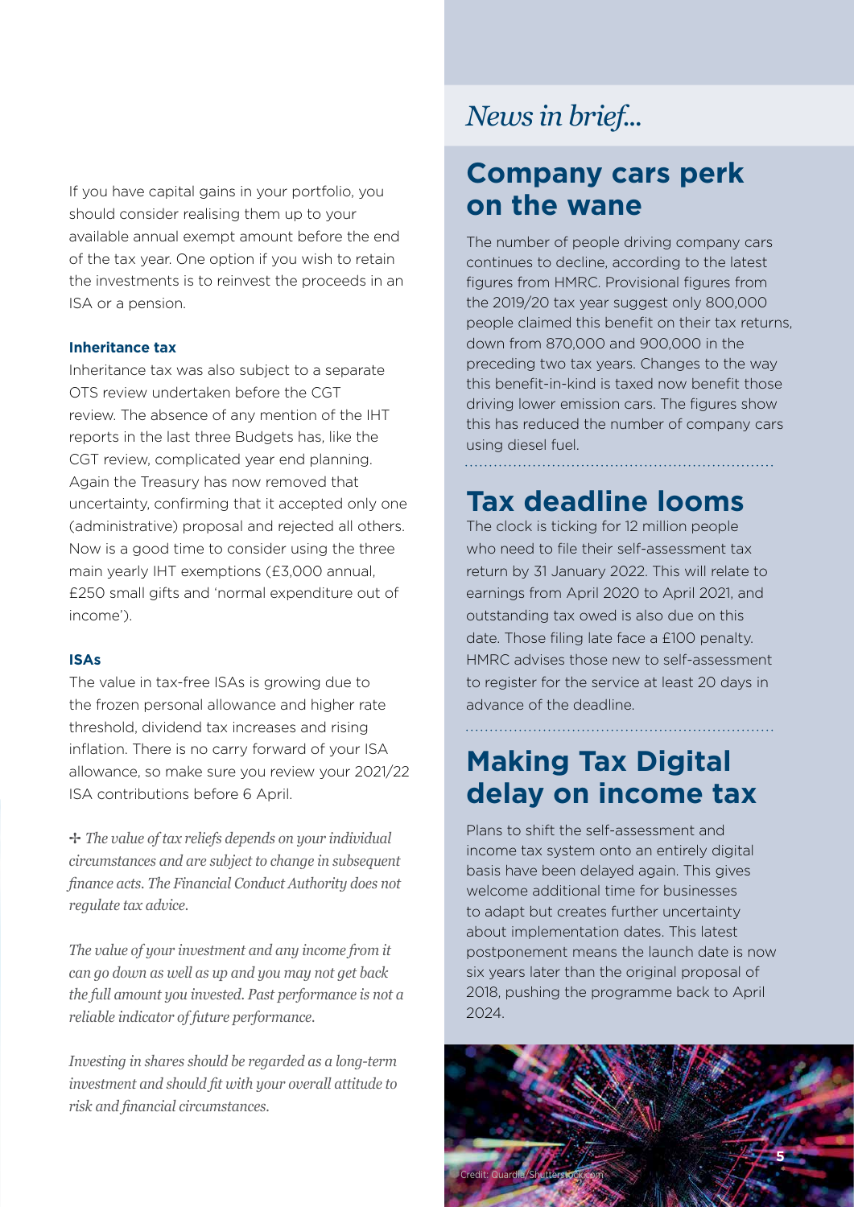If you have capital gains in your portfolio, you should consider realising them up to your available annual exempt amount before the end of the tax year. One option if you wish to retain the investments is to reinvest the proceeds in an ISA or a pension.

**Inheritance tax**

Inheritance tax was also subject to a separate OTS review undertaken before the CGT review. The absence of any mention of the IHT reports in the last three Budgets has, like the CGT review, complicated year end planning. Again the Treasury has now removed that uncertainty, confirming that it accepted only one (administrative) proposal and rejected all others. Now is a good time to consider using the three main yearly IHT exemptions (£3,000 annual, £250 small gifts and 'normal expenditure out of income').

**ISAs**

The value in tax-free ISAs is growing due to the frozen personal allowance and higher rate threshold, dividend tax increases and rising inflation. There is no carry forward of your ISA allowance, so make sure you review your 2021/22 ISA contributions before 6 April.

✢ *The value of tax reliefs depends on your individual circumstances and are subject to change in subsequent finance acts. The Financial Conduct Authority does not regulate tax advice.*

*The value of your investment and any income from it can go down as well as up and you may not get back the full amount you invested. Past performance is not a reliable indicator of future performance.*

*Investing in shares should be regarded as a long-term investment and should fit with your overall attitude to risk and financial circumstances.*

*News in brief...*

## Company cars perk on the wane

The number of people driving company cars continues to decline, according to the latest figures from HMRC. Provisional figures from the 2019/20 tax year suggest only 800,000 people claimed this benefit on their tax returns, down from 870,000 and 900,000 in the preceding two tax years. Changes to the way this benefit-in-kind is taxed now benefit those driving lower emission cars. The figures show this has reduced the number of company cars using diesel fuel.

## Tax deadline looms

The clock is ticking for 12 million people who need to file their self-assessment tax return by 31 January 2022. This will relate to earnings from April 2020 to April 2021, and outstanding tax owed is also due on this date. Those filing late face a £100 penalty. HMRC advises those new to self-assessment to register for the service at least 20 days in advance of the deadline.

## Making Tax Digital delay on income tax

Plans to shift the self-assessment and income tax system onto an entirely digital basis have been delayed again. This gives welcome additional time for businesses to adapt but creates further uncertainty about implementation dates. This latest postponement means the launch date is now six years later than the original proposal of 2018, pushing the programme back to April 2024.

Credit: Quardia/Shutterstock.com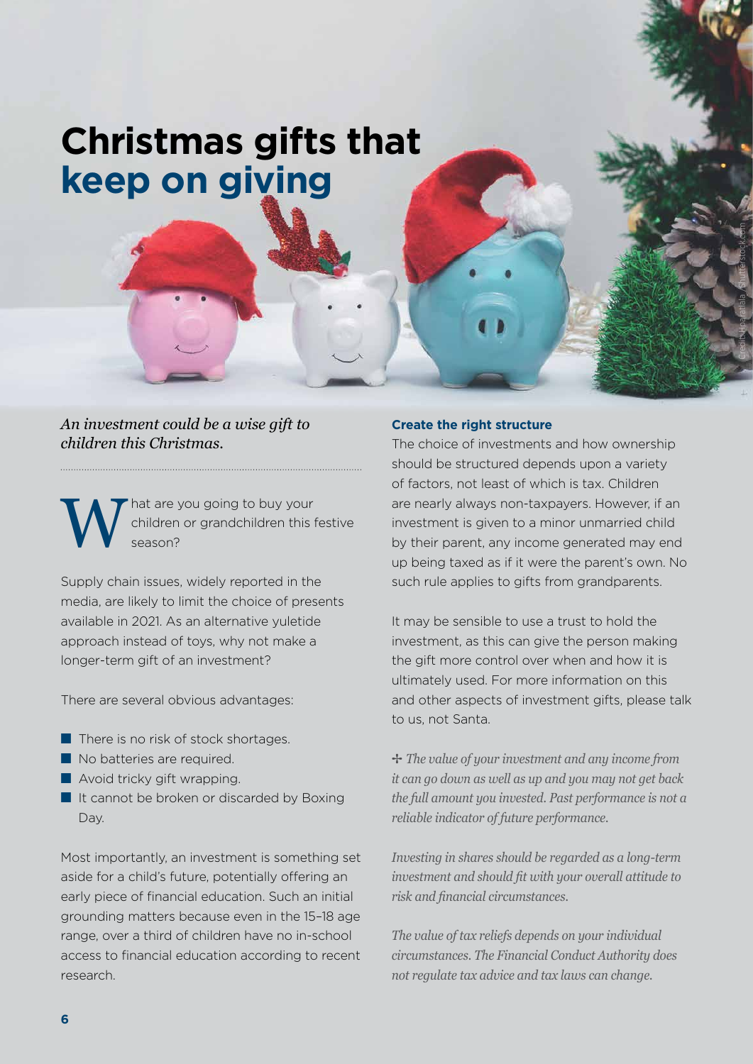# Christmas gifts that **keep on giving**

*An investment could be a wise gift to children this Christmas.*

What are you going to buy your children or grandchildren this festive season?

Supply chain issues, widely reported in the media, are likely to limit the choice of presents available in 2021. As an alternative yuletide approach instead of toys, why not make a longer-term gift of an investment?

There are several obvious advantages:

- There is no risk of stock shortages.
- No batteries are required.
- Avoid tricky gift wrapping.
- It cannot be broken or discarded by Boxing Day.

Most importantly, an investment is something set aside for a child's future, potentially offering an early piece of financial education. Such an initial grounding matters because even in the 15–18 age range, over a third of children have no in-school access to financial education according to recent research.

### Create the right structure

The choice of investments and how ownership should be structured depends upon a variety of factors, not least of which is tax. Children are nearly always non-taxpayers. However, if an investment is given to a minor unmarried child by their parent, any income generated may end up being taxed as if it were the parent's own. No such rule applies to gifts from grandparents.

It may be sensible to use a trust to hold the investment, as this can give the person making the gift more control over when and how it is ultimately used. For more information on this and other aspects of investment gifts, please talk to us, not Santa.

✣ *The value of your investment and any income from it can go down as well as up and you may not get back the full amount you invested. Past performance is not a reliable indicator of future performance.*

*Investing in shares should be regarded as a long-term investment and should fit with your overall attitude to risk and financial circumstances.*

*The value of tax reliefs depends on your individual circumstances. The Financial Conduct Authority does not regulate tax advice and tax laws can change.*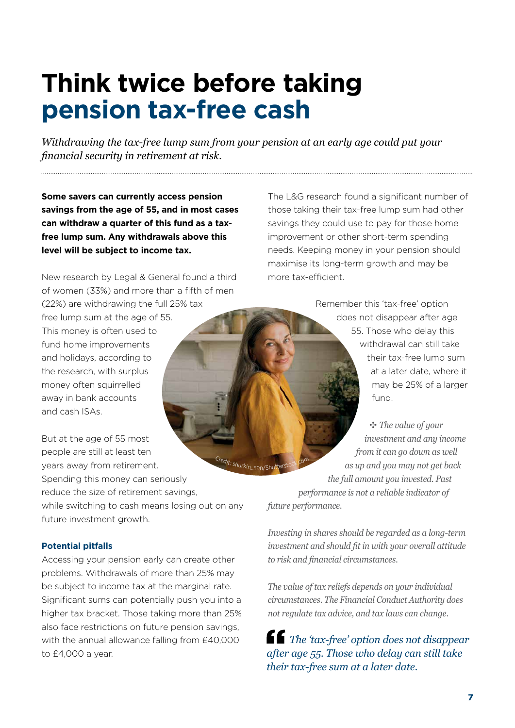# Think twice before taking pension tax-free cash

*Withdrawing the tax-free lump sum from your pension at an early age could put your financial security in retirement at risk.*

**Some savers can currently access pension savings from the age of 55, and in most cases can withdraw a quarter of this fund as a tax-free lump sum. Any withdrawals above this level will be subject to income tax.**

New research by Legal & General found a third of women (33%) and more than a fifth of men (22%) are withdrawing the full 25% tax free lump sum at the age of 55. This money is often used to fund home improvements and holidays, according to the research, with surplus money often squirrelled away in bank accounts and cash ISAs.

But at the age of 55 most people are still at least ten years away from retirement. Spending this money can seriously reduce the size of retirement savings, while switching to cash means losing out on any future investment growth.

### Potential pitfalls

Accessing your pension early can create other problems. Withdrawals of more than 25% may be subject to income tax at the marginal rate. Significant sums can potentially push you into a higher tax bracket. Those taking more than 25% also face restrictions on future pension savings, with the annual allowance falling from £40,000 to £4,000 a year.

The L&G research found a significant number of those taking their tax-free lump sum had other savings they could use to pay for those home improvement or other short-term spending needs. Keeping money in your pension should maximise its long-term growth and may be more tax-efficient.

Remember this 'tax-free' option does not disappear after age 55. Those who delay this withdrawal can still take their tax-free lump sum at a later date, where it may be 25% of a larger fund.

Credit: shurkin_son/Shutterstock.com

✢ *The value of your investment and any income from it can go down as well as up and you may not get back the full amount you invested. Past performance is not a reliable indicator of future performance.*

*Investing in shares should be regarded as a long-term investment and should fit in with your overall attitude to risk and financial circumstances.*

*The value of tax reliefs depends on your individual circumstances. The Financial Conduct Authority does not regulate tax advice, and tax laws can change.*

> *The 'tax-free' option does not disappear after age 55. Those who delay can still take their tax-free sum at a later date.*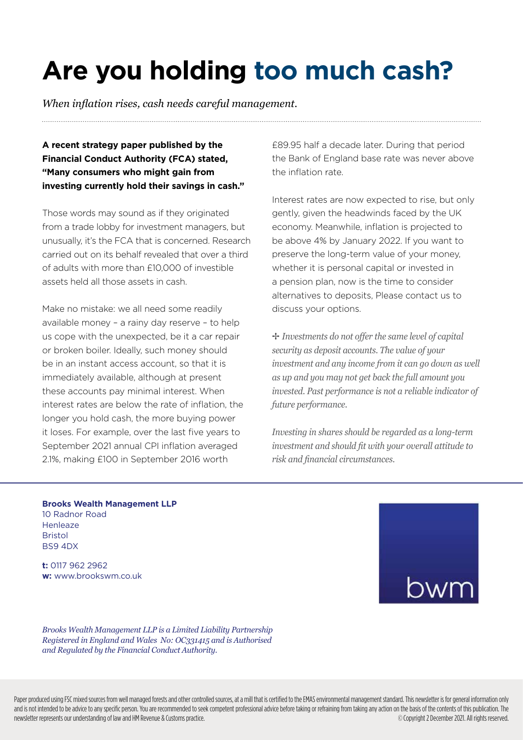# Are you holding too much cash?

*When inflation rises, cash needs careful management.*

**A recent strategy paper published by the Financial Conduct Authority (FCA) stated, "Many consumers who might gain from investing currently hold their savings in cash."**

Those words may sound as if they originated from a trade lobby for investment managers, but unusually, it's the FCA that is concerned. Research carried out on its behalf revealed that over a third of adults with more than £10,000 of investible assets held all those assets in cash.

Make no mistake: we all need some readily available money – a rainy day reserve – to help us cope with the unexpected, be it a car repair or broken boiler. Ideally, such money should be in an instant access account, so that it is immediately available, although at present these accounts pay minimal interest. When interest rates are below the rate of inflation, the longer you hold cash, the more buying power it loses. For example, over the last five years to September 2021 annual CPI inflation averaged 2.1%, making £100 in September 2016 worth £89.95 half a decade later. During that period the Bank of England base rate was never above the inflation rate.

Interest rates are now expected to rise, but only gently, given the headwinds faced by the UK economy. Meanwhile, inflation is projected to be above 4% by January 2022. If you want to preserve the long-term value of your money, whether it is personal capital or invested in a pension plan, now is the time to consider alternatives to deposits, Please contact us to discuss your options.

✢ *Investments do not offer the same level of capital security as deposit accounts. The value of your investment and any income from it can go down as well as up and you may not get back the full amount you invested. Past performance is not a reliable indicator of future performance.*

*Investing in shares should be regarded as a long-term investment and should fit with your overall attitude to risk and financial circumstances.*

**Brooks Wealth Management LLP**
10 Radnor Road
Henleaze
Bristol
BS9 4DX

**t:** 0117 962 2962
**w:** www.brookswm.co.uk

bwm

*Brooks Wealth Management LLP is a Limited Liability Partnership Registered in England and Wales No: OC331415 and is Authorised and Regulated by the Financial Conduct Authority.*

Paper produced using FSC mixed sources from well managed forests and other controlled sources, at a mill that is certified to the EMAS environmental management standard. This newsletter is for general information only and is not intended to be advice to any specific person. You are recommended to seek competent professional advice before taking or refraining from taking any action on the basis of the contents of this publication. The newsletter represents our understanding of law and HM Revenue & Customs practice. © Copyright 2 December 2021. All rights reserved.